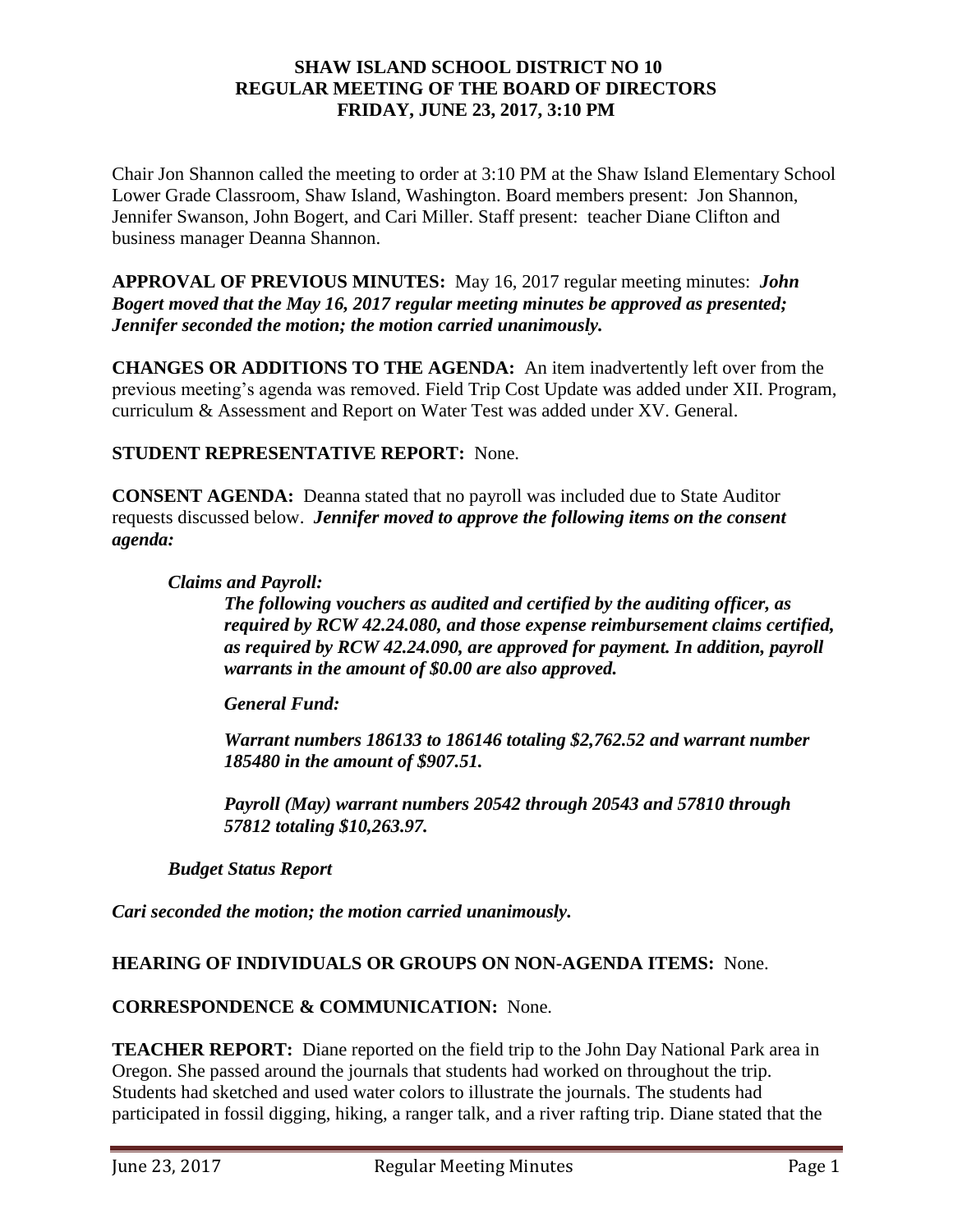**SHAW ISLAND SCHOOL DISTRICT NO 10**
**REGULAR MEETING OF THE BOARD OF DIRECTORS**
**FRIDAY, JUNE 23, 2017, 3:10 PM**

Chair Jon Shannon called the meeting to order at 3:10 PM at the Shaw Island Elementary School Lower Grade Classroom, Shaw Island, Washington. Board members present: Jon Shannon, Jennifer Swanson, John Bogert, and Cari Miller. Staff present: teacher Diane Clifton and business manager Deanna Shannon.

**APPROVAL OF PREVIOUS MINUTES:** May 16, 2017 regular meeting minutes: ***John Bogert moved that the May 16, 2017 regular meeting minutes be approved as presented; Jennifer seconded the motion; the motion carried unanimously.***

**CHANGES OR ADDITIONS TO THE AGENDA:** An item inadvertently left over from the previous meeting's agenda was removed. Field Trip Cost Update was added under XII. Program, curriculum & Assessment and Report on Water Test was added under XV. General.

**STUDENT REPRESENTATIVE REPORT:** None.

**CONSENT AGENDA:** Deanna stated that no payroll was included due to State Auditor requests discussed below. ***Jennifer moved to approve the following items on the consent agenda:***

> ***Claims and Payroll:***
>
> > ***The following vouchers as audited and certified by the auditing officer, as required by RCW 42.24.080, and those expense reimbursement claims certified, as required by RCW 42.24.090, are approved for payment. In addition, payroll warrants in the amount of $0.00 are also approved.***
> >
> > ***General Fund:***
> >
> > ***Warrant numbers 186133 to 186146 totaling $2,762.52 and warrant number 185480 in the amount of $907.51.***
> >
> > ***Payroll (May) warrant numbers 20542 through 20543 and 57810 through 57812 totaling $10,263.97.***
>
> ***Budget Status Report***

***Cari seconded the motion; the motion carried unanimously.***

**HEARING OF INDIVIDUALS OR GROUPS ON NON-AGENDA ITEMS:** None.

**CORRESPONDENCE & COMMUNICATION:** None.

**TEACHER REPORT:** Diane reported on the field trip to the John Day National Park area in Oregon. She passed around the journals that students had worked on throughout the trip. Students had sketched and used water colors to illustrate the journals. The students had participated in fossil digging, hiking, a ranger talk, and a river rafting trip. Diane stated that the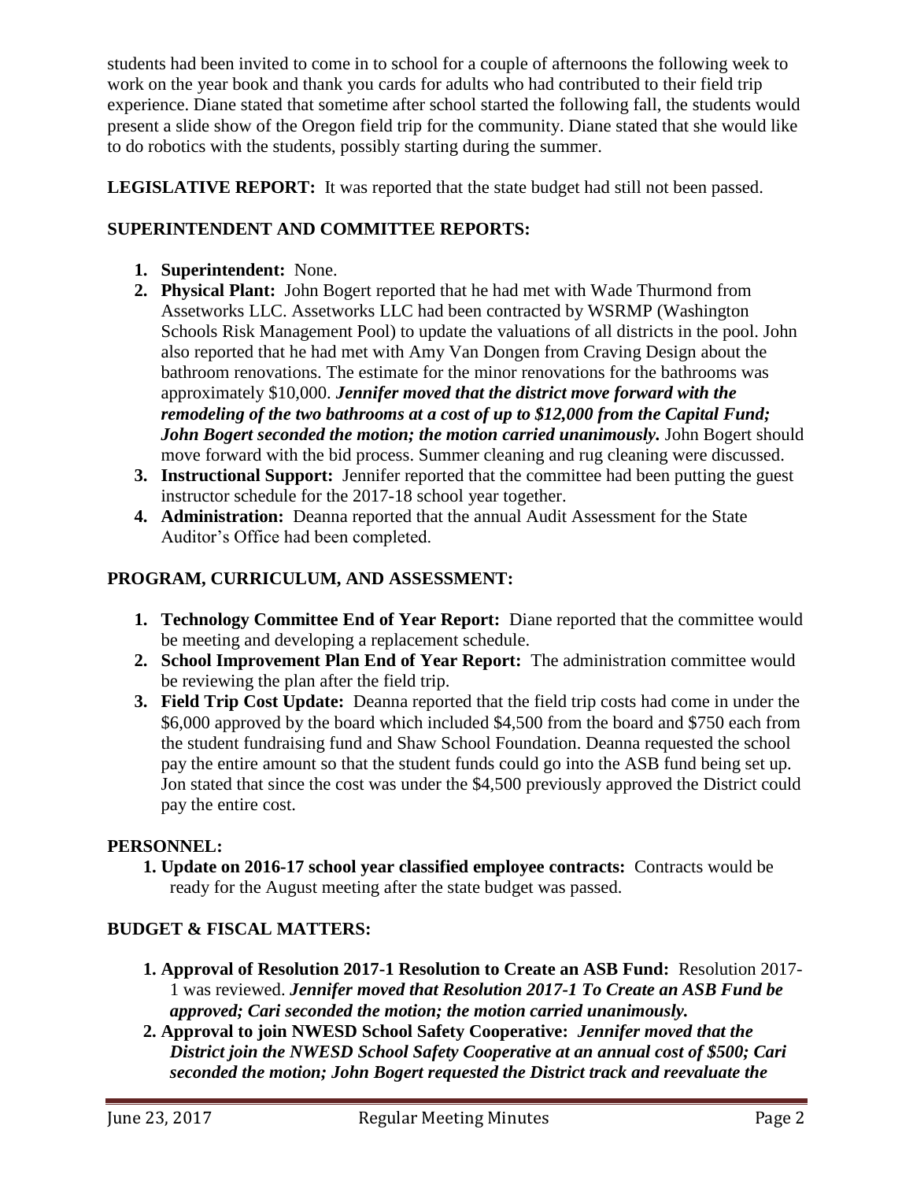students had been invited to come in to school for a couple of afternoons the following week to work on the year book and thank you cards for adults who had contributed to their field trip experience. Diane stated that sometime after school started the following fall, the students would present a slide show of the Oregon field trip for the community. Diane stated that she would like to do robotics with the students, possibly starting during the summer.

**LEGISLATIVE REPORT:** It was reported that the state budget had still not been passed.

**SUPERINTENDENT AND COMMITTEE REPORTS:**

1. **Superintendent:** None.
2. **Physical Plant:** John Bogert reported that he had met with Wade Thurmond from Assetworks LLC. Assetworks LLC had been contracted by WSRMP (Washington Schools Risk Management Pool) to update the valuations of all districts in the pool. John also reported that he had met with Amy Van Dongen from Craving Design about the bathroom renovations. The estimate for the minor renovations for the bathrooms was approximately $10,000. ***Jennifer moved that the district move forward with the remodeling of the two bathrooms at a cost of up to $12,000 from the Capital Fund; John Bogert seconded the motion; the motion carried unanimously.*** John Bogert should move forward with the bid process. Summer cleaning and rug cleaning were discussed.
3. **Instructional Support:** Jennifer reported that the committee had been putting the guest instructor schedule for the 2017-18 school year together.
4. **Administration:** Deanna reported that the annual Audit Assessment for the State Auditor's Office had been completed.

**PROGRAM, CURRICULUM, AND ASSESSMENT:**

1. **Technology Committee End of Year Report:** Diane reported that the committee would be meeting and developing a replacement schedule.
2. **School Improvement Plan End of Year Report:** The administration committee would be reviewing the plan after the field trip.
3. **Field Trip Cost Update:** Deanna reported that the field trip costs had come in under the $6,000 approved by the board which included $4,500 from the board and $750 each from the student fundraising fund and Shaw School Foundation. Deanna requested the school pay the entire amount so that the student funds could go into the ASB fund being set up. Jon stated that since the cost was under the $4,500 previously approved the District could pay the entire cost.

**PERSONNEL:**

1. **Update on 2016-17 school year classified employee contracts:** Contracts would be ready for the August meeting after the state budget was passed.

**BUDGET & FISCAL MATTERS:**

1. **Approval of Resolution 2017-1 Resolution to Create an ASB Fund:** Resolution 2017-1 was reviewed. ***Jennifer moved that Resolution 2017-1 To Create an ASB Fund be approved; Cari seconded the motion; the motion carried unanimously.***
2. **Approval to join NWESD School Safety Cooperative:** ***Jennifer moved that the District join the NWESD School Safety Cooperative at an annual cost of $500; Cari seconded the motion; John Bogert requested the District track and reevaluate the***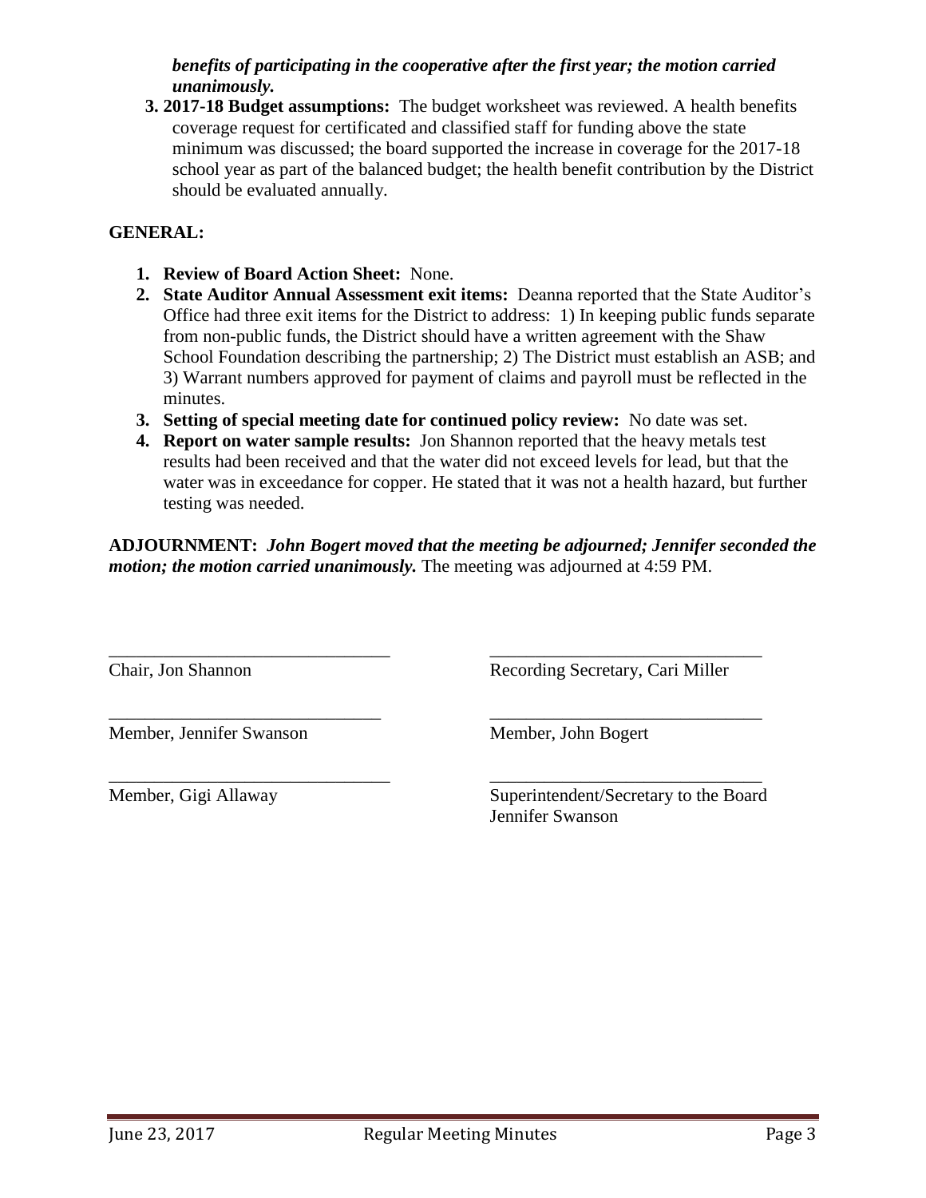***benefits of participating in the cooperative after the first year; the motion carried unanimously.***

3. **2017-18 Budget assumptions:** The budget worksheet was reviewed. A health benefits coverage request for certificated and classified staff for funding above the state minimum was discussed; the board supported the increase in coverage for the 2017-18 school year as part of the balanced budget; the health benefit contribution by the District should be evaluated annually.

**GENERAL:**

1. **Review of Board Action Sheet:** None.
2. **State Auditor Annual Assessment exit items:** Deanna reported that the State Auditor's Office had three exit items for the District to address: 1) In keeping public funds separate from non-public funds, the District should have a written agreement with the Shaw School Foundation describing the partnership; 2) The District must establish an ASB; and 3) Warrant numbers approved for payment of claims and payroll must be reflected in the minutes.
3. **Setting of special meeting date for continued policy review:** No date was set.
4. **Report on water sample results:** Jon Shannon reported that the heavy metals test results had been received and that the water did not exceed levels for lead, but that the water was in exceedance for copper. He stated that it was not a health hazard, but further testing was needed.

**ADJOURNMENT:** ***John Bogert moved that the meeting be adjourned; Jennifer seconded the motion; the motion carried unanimously.*** The meeting was adjourned at 4:59 PM.

_______________________________
Chair, Jon Shannon

_______________________________
Recording Secretary, Cari Miller

_______________________________
Member, Jennifer Swanson

_______________________________
Member, John Bogert

_______________________________
Member, Gigi Allaway

_______________________________
Superintendent/Secretary to the Board
Jennifer Swanson